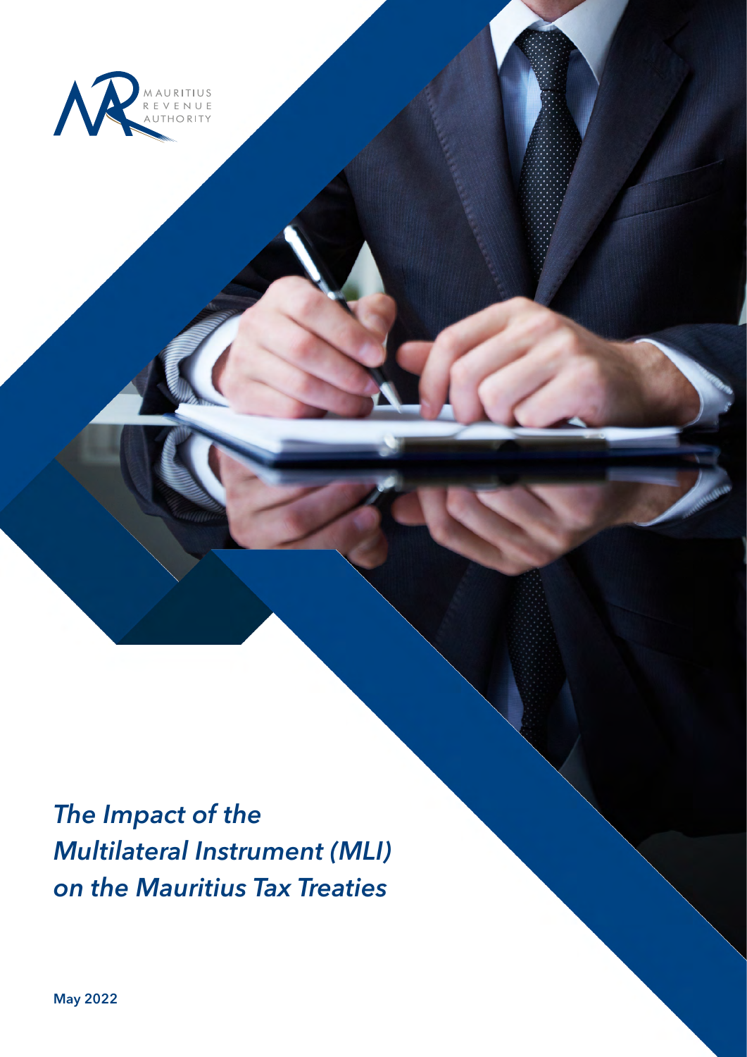MAURITIUS REVENUE AUTHORITY

# *The Impact of the Multilateral Instrument (MLI) on the Mauritius Tax Treaties*

**May 2022**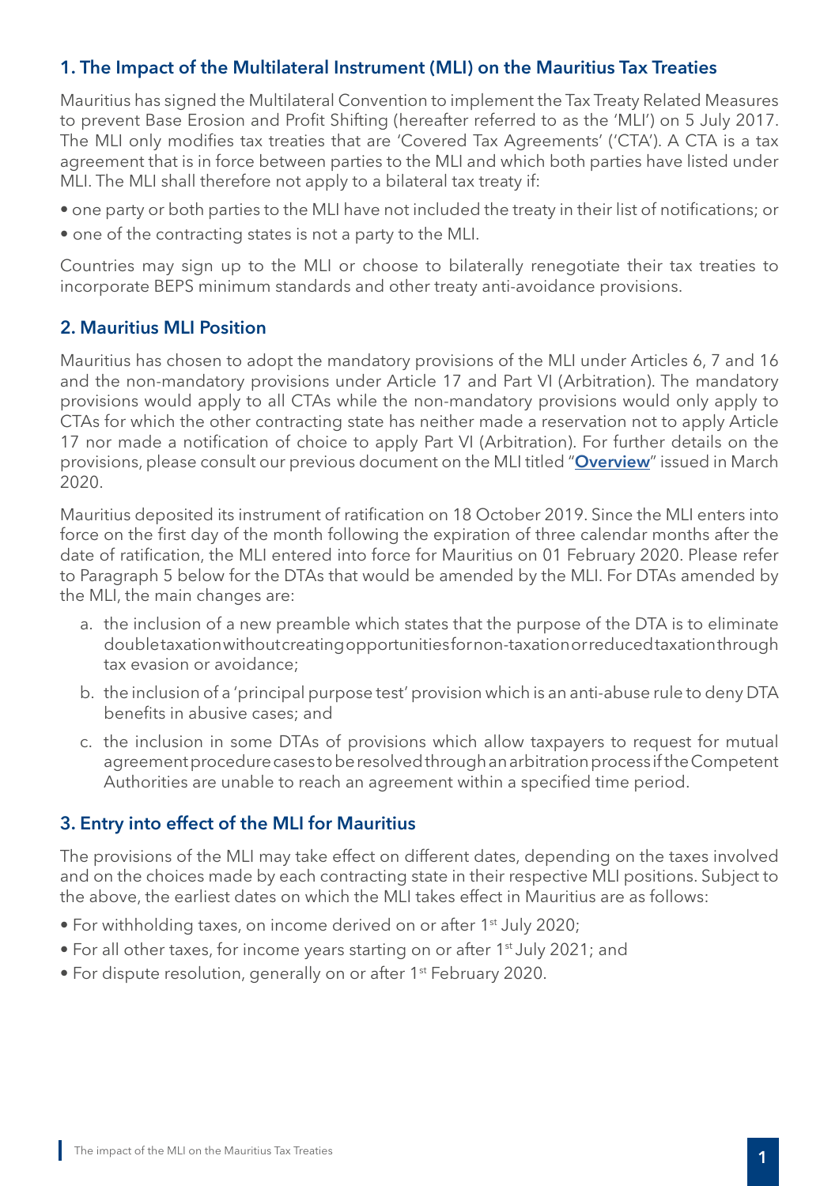## 1. The Impact of the Multilateral Instrument (MLI) on the Mauritius Tax Treaties

Mauritius has signed the Multilateral Convention to implement the Tax Treaty Related Measures to prevent Base Erosion and Profit Shifting (hereafter referred to as the 'MLI') on 5 July 2017. The MLI only modifies tax treaties that are 'Covered Tax Agreements' ('CTA'). A CTA is a tax agreement that is in force between parties to the MLI and which both parties have listed under MLI. The MLI shall therefore not apply to a bilateral tax treaty if:

- one party or both parties to the MLI have not included the treaty in their list of notifications; or
- one of the contracting states is not a party to the MLI.

Countries may sign up to the MLI or choose to bilaterally renegotiate their tax treaties to incorporate BEPS minimum standards and other treaty anti-avoidance provisions.

## 2. Mauritius MLI Position

Mauritius has chosen to adopt the mandatory provisions of the MLI under Articles 6, 7 and 16 and the non-mandatory provisions under Article 17 and Part VI (Arbitration). The mandatory provisions would apply to all CTAs while the non-mandatory provisions would only apply to CTAs for which the other contracting state has neither made a reservation not to apply Article 17 nor made a notification of choice to apply Part VI (Arbitration). For further details on the provisions, please consult our previous document on the MLI titled "**Overview**" issued in March 2020.

Mauritius deposited its instrument of ratification on 18 October 2019. Since the MLI enters into force on the first day of the month following the expiration of three calendar months after the date of ratification, the MLI entered into force for Mauritius on 01 February 2020. Please refer to Paragraph 5 below for the DTAs that would be amended by the MLI. For DTAs amended by the MLI, the main changes are:

a. the inclusion of a new preamble which states that the purpose of the DTA is to eliminate double taxation without creating opportunities for non-taxation or reduced taxation through tax evasion or avoidance;

b. the inclusion of a 'principal purpose test' provision which is an anti-abuse rule to deny DTA benefits in abusive cases; and

c. the inclusion in some DTAs of provisions which allow taxpayers to request for mutual agreement procedure cases to be resolved through an arbitration process if the Competent Authorities are unable to reach an agreement within a specified time period.

## 3. Entry into effect of the MLI for Mauritius

The provisions of the MLI may take effect on different dates, depending on the taxes involved and on the choices made by each contracting state in their respective MLI positions. Subject to the above, the earliest dates on which the MLI takes effect in Mauritius are as follows:

- For withholding taxes, on income derived on or after 1st July 2020;
- For all other taxes, for income years starting on or after 1st July 2021; and
- For dispute resolution, generally on or after 1st February 2020.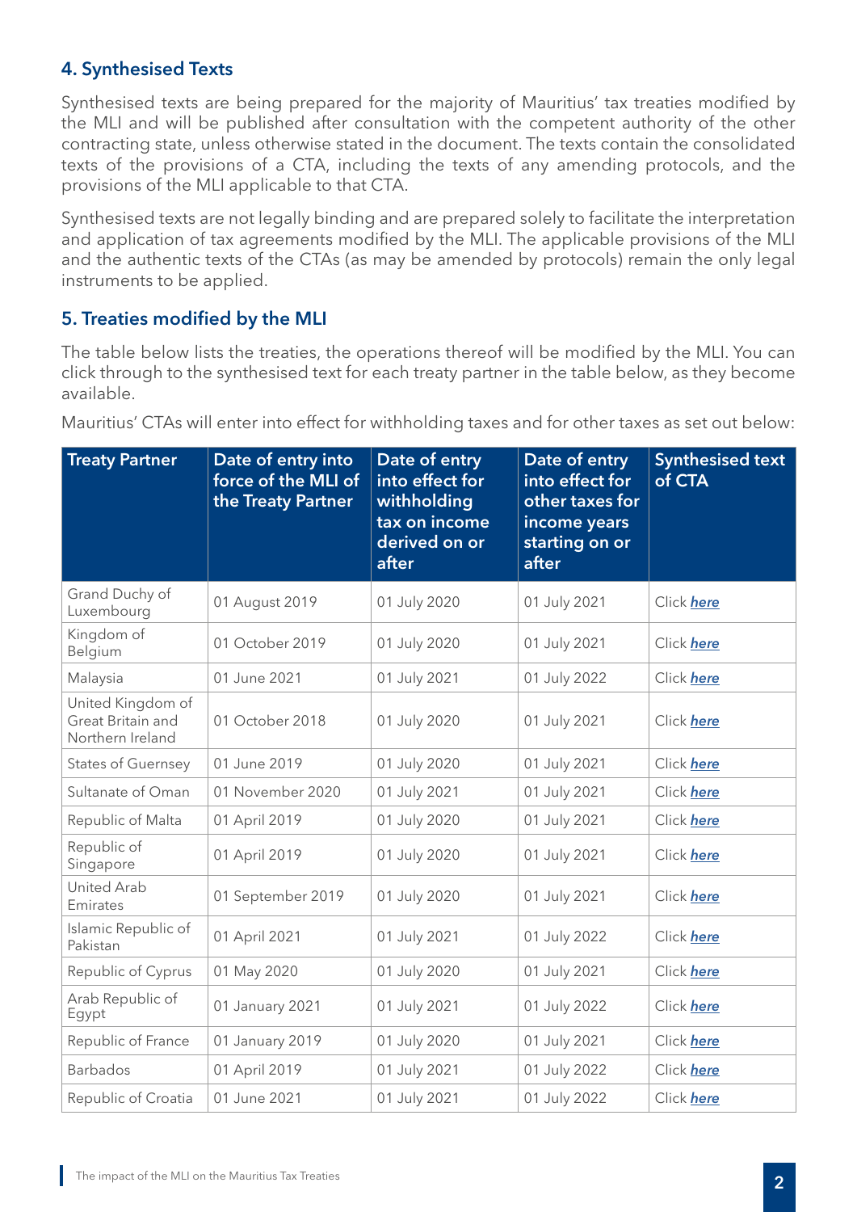## 4. Synthesised Texts

Synthesised texts are being prepared for the majority of Mauritius' tax treaties modified by the MLI and will be published after consultation with the competent authority of the other contracting state, unless otherwise stated in the document. The texts contain the consolidated texts of the provisions of a CTA, including the texts of any amending protocols, and the provisions of the MLI applicable to that CTA.

Synthesised texts are not legally binding and are prepared solely to facilitate the interpretation and application of tax agreements modified by the MLI. The applicable provisions of the MLI and the authentic texts of the CTAs (as may be amended by protocols) remain the only legal instruments to be applied.

## 5. Treaties modified by the MLI

The table below lists the treaties, the operations thereof will be modified by the MLI. You can click through to the synthesised text for each treaty partner in the table below, as they become available.

Mauritius' CTAs will enter into effect for withholding taxes and for other taxes as set out below:

| Treaty Partner | Date of entry into force of the MLI of the Treaty Partner | Date of entry into effect for withholding tax on income derived on or after | Date of entry into effect for other taxes for income years starting on or after | Synthesised text of CTA |
|---|---|---|---|---|
| Grand Duchy of Luxembourg | 01 August 2019 | 01 July 2020 | 01 July 2021 | Click ***here*** |
| Kingdom of Belgium | 01 October 2019 | 01 July 2020 | 01 July 2021 | Click ***here*** |
| Malaysia | 01 June 2021 | 01 July 2021 | 01 July 2022 | Click ***here*** |
| United Kingdom of Great Britain and Northern Ireland | 01 October 2018 | 01 July 2020 | 01 July 2021 | Click ***here*** |
| States of Guernsey | 01 June 2019 | 01 July 2020 | 01 July 2021 | Click ***here*** |
| Sultanate of Oman | 01 November 2020 | 01 July 2021 | 01 July 2021 | Click ***here*** |
| Republic of Malta | 01 April 2019 | 01 July 2020 | 01 July 2021 | Click ***here*** |
| Republic of Singapore | 01 April 2019 | 01 July 2020 | 01 July 2021 | Click ***here*** |
| United Arab Emirates | 01 September 2019 | 01 July 2020 | 01 July 2021 | Click ***here*** |
| Islamic Republic of Pakistan | 01 April 2021 | 01 July 2021 | 01 July 2022 | Click ***here*** |
| Republic of Cyprus | 01 May 2020 | 01 July 2020 | 01 July 2021 | Click ***here*** |
| Arab Republic of Egypt | 01 January 2021 | 01 July 2021 | 01 July 2022 | Click ***here*** |
| Republic of France | 01 January 2019 | 01 July 2020 | 01 July 2021 | Click ***here*** |
| Barbados | 01 April 2019 | 01 July 2021 | 01 July 2022 | Click ***here*** |
| Republic of Croatia | 01 June 2021 | 01 July 2021 | 01 July 2022 | Click ***here*** |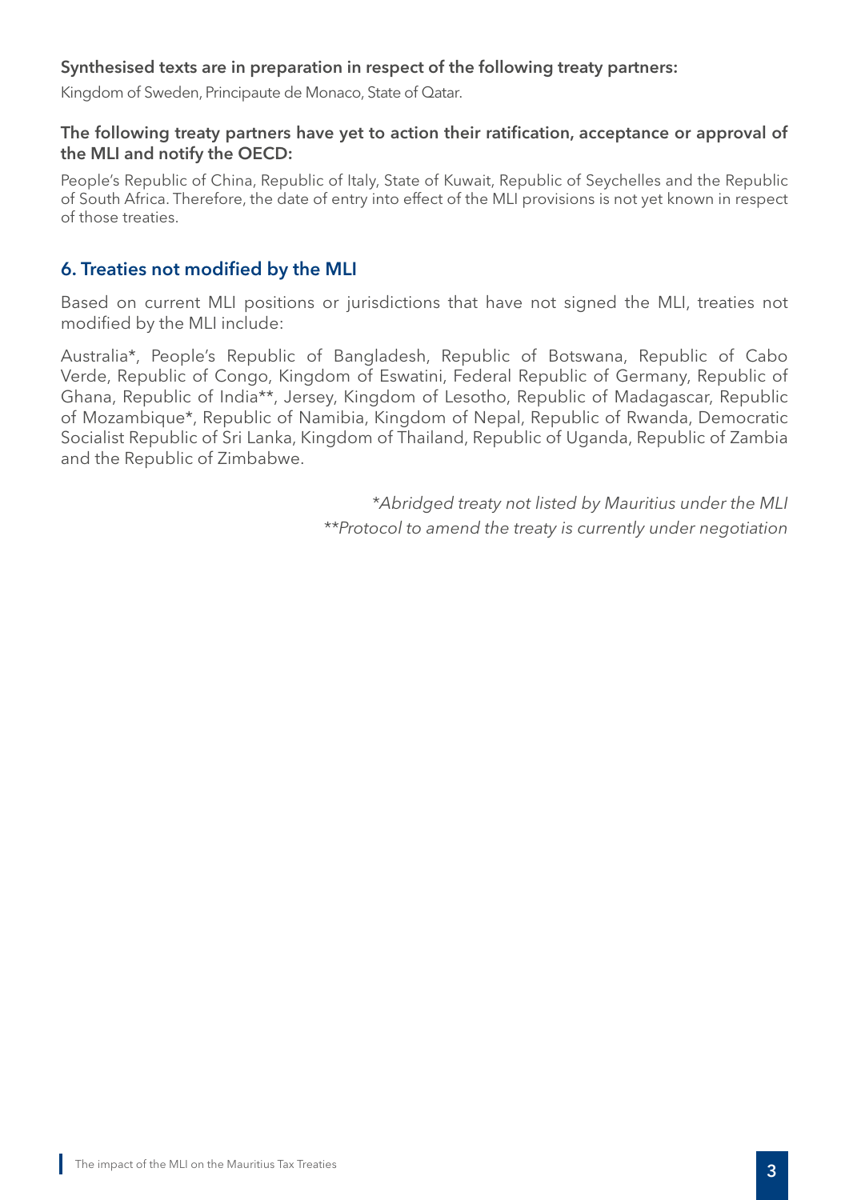**Synthesised texts are in preparation in respect of the following treaty partners:**

Kingdom of Sweden, Principaute de Monaco, State of Qatar.

**The following treaty partners have yet to action their ratification, acceptance or approval of the MLI and notify the OECD:**

People's Republic of China, Republic of Italy, State of Kuwait, Republic of Seychelles and the Republic of South Africa. Therefore, the date of entry into effect of the MLI provisions is not yet known in respect of those treaties.

## 6. Treaties not modified by the MLI

Based on current MLI positions or jurisdictions that have not signed the MLI, treaties not modified by the MLI include:

Australia*, People's Republic of Bangladesh, Republic of Botswana, Republic of Cabo Verde, Republic of Congo, Kingdom of Eswatini, Federal Republic of Germany, Republic of Ghana, Republic of India**, Jersey, Kingdom of Lesotho, Republic of Madagascar, Republic of Mozambique*, Republic of Namibia, Kingdom of Nepal, Republic of Rwanda, Democratic Socialist Republic of Sri Lanka, Kingdom of Thailand, Republic of Uganda, Republic of Zambia and the Republic of Zimbabwe.

*\*Abridged treaty not listed by Mauritius under the MLI*

*\*\*Protocol to amend the treaty is currently under negotiation*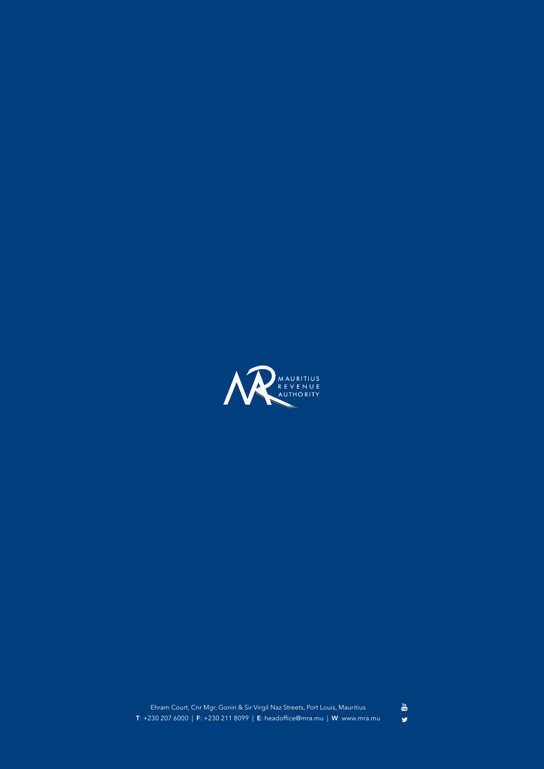MAURITIUS
REVENUE
AUTHORITY

Ehram Court, Cnr Mgr. Gonin & Sir Virgil Naz Streets, Port Louis, Mauritius
**T**: +230 207 6000 | **F**: +230 211 8099 | **E**: headoffice@mra.mu | **W**: www.mra.mu